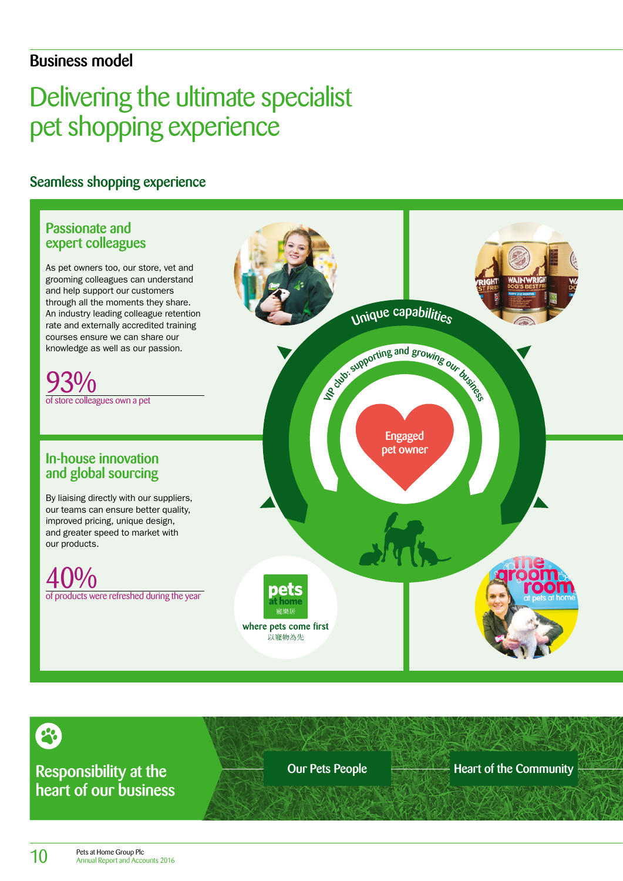## Business model

# Delivering the ultimate specialist pet shopping experience

### Seamless shopping experience

### Passionate and expert colleagues

As pet owners too, our store, vet and grooming colleagues can understand and help support our customers through all the moments they share. An industry leading colleague retention rate and externally accredited training courses ensure we can share our knowledge as well as our passion.

93%
of store colleagues own a pet

### In-house innovation and global sourcing

By liaising directly with our suppliers, our teams can ensure better quality, improved pricing, unique design, and greater speed to market with our products.

40%
of products were refreshed during the year

Unique capabilities

VIP club: supporting and growing our business

Engaged pet owner

pets at home 寵樂居

where pets come first 以寵物為先

the groom room at pets at home

Responsibility at the heart of our business

Our Pets People

Heart of the Community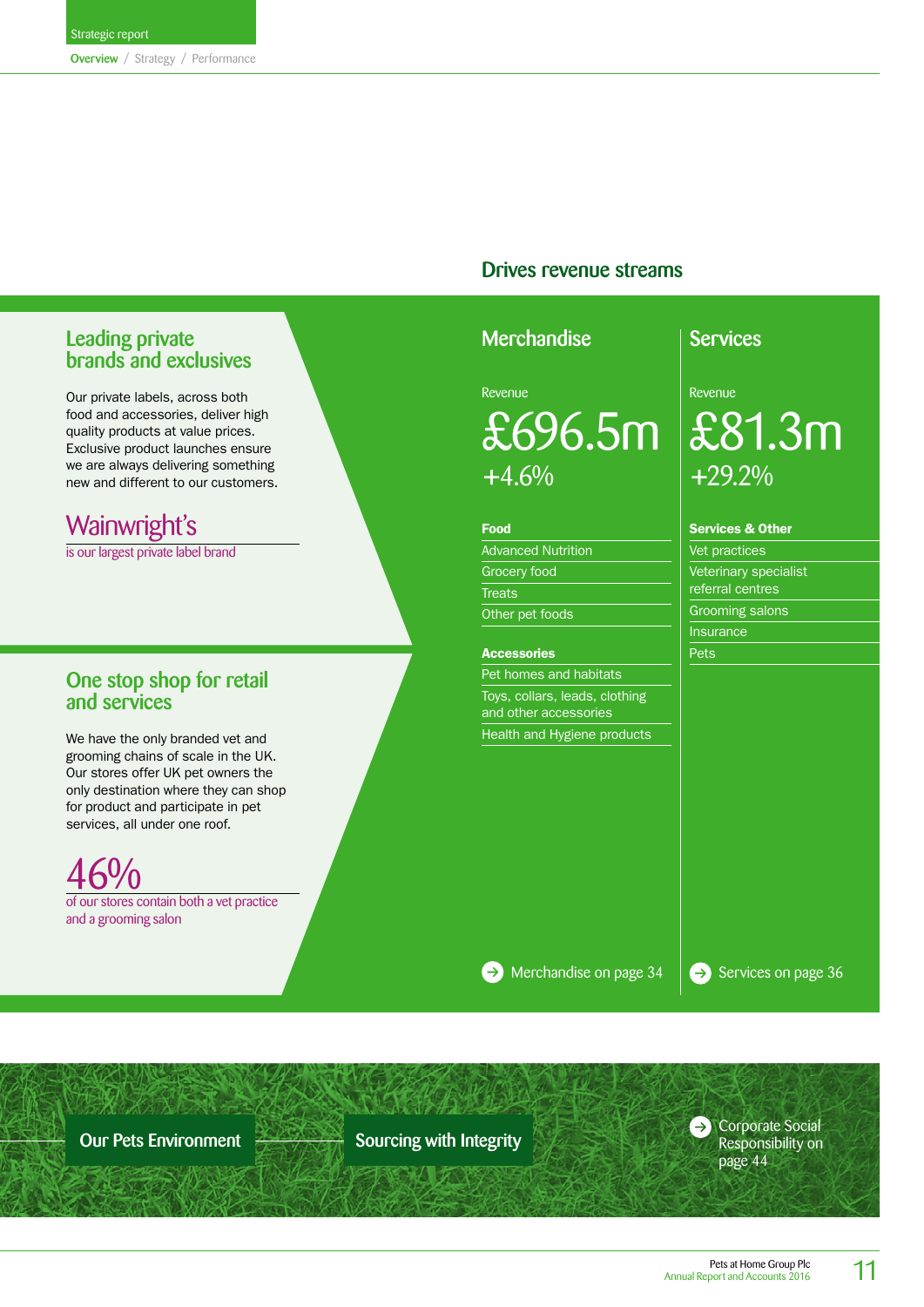## Leading private brands and exclusives

Our private labels, across both food and accessories, deliver high quality products at value prices. Exclusive product launches ensure we are always delivering something new and different to our customers.

**Wainwright's**
is our largest private label brand

## One stop shop for retail and services

We have the only branded vet and grooming chains of scale in the UK. Our stores offer UK pet owners the only destination where they can shop for product and participate in pet services, all under one roof.

**46%**
of our stores contain both a vet practice and a grooming salon

## Drives revenue streams

### Merchandise

Revenue

**£696.5m**
+4.6%

**Food**
- Advanced Nutrition
- Grocery food
- Treats
- Other pet foods

**Accessories**
- Pet homes and habitats
- Toys, collars, leads, clothing and other accessories
- Health and Hygiene products

Merchandise on page 34

### Services

Revenue

**£81.3m**
+29.2%

**Services & Other**
- Vet practices
- Veterinary specialist referral centres
- Grooming salons
- Insurance
- Pets

Services on page 36

**Our Pets Environment**

**Sourcing with Integrity**

Corporate Social Responsibility on page 44